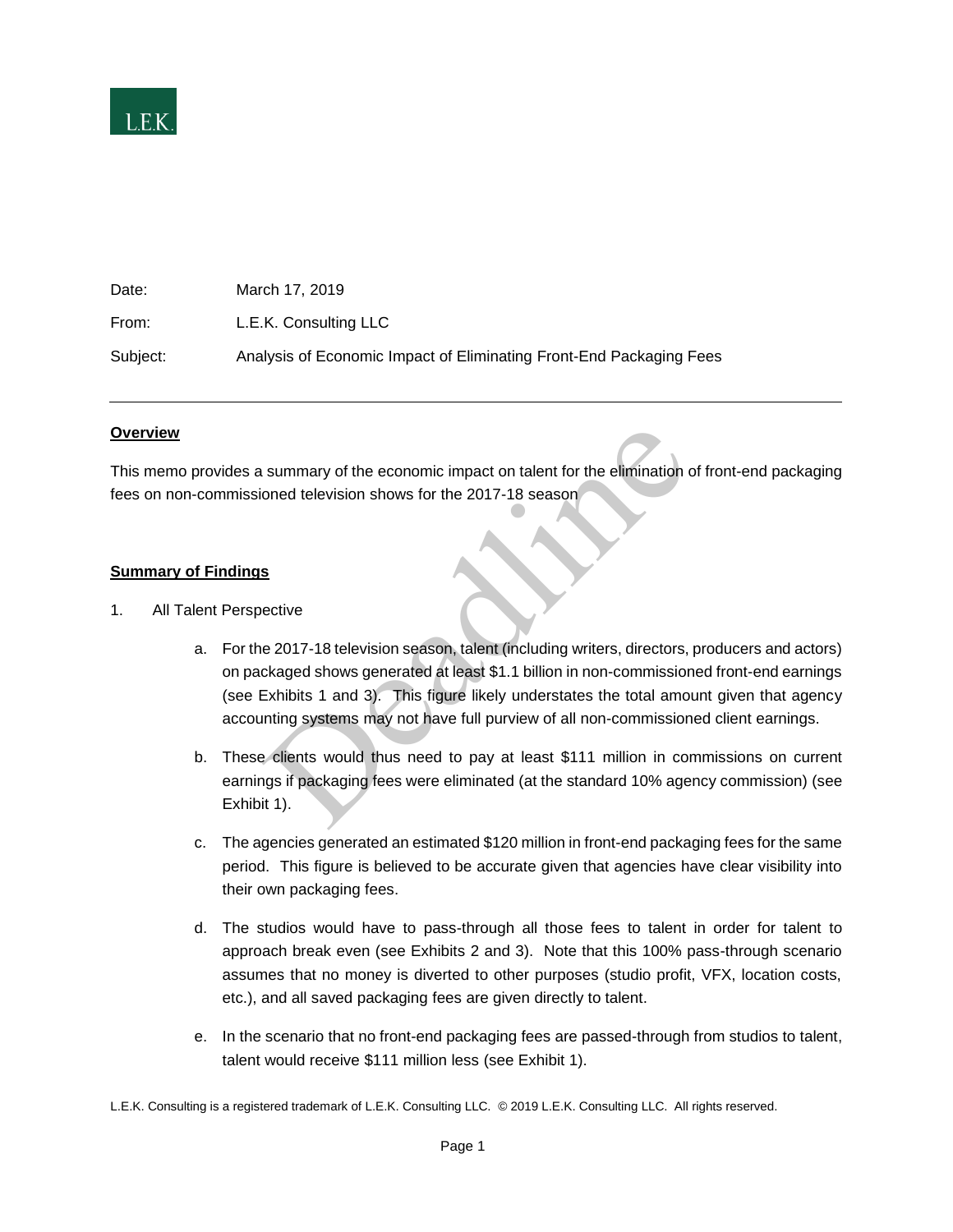L.E.K.

| | |
|---|---|
| Date: | March 17, 2019 |
| From: | L.E.K. Consulting LLC |
| Subject: | Analysis of Economic Impact of Eliminating Front-End Packaging Fees |

---

**Overview**

This memo provides a summary of the economic impact on talent for the elimination of front-end packaging fees on non-commissioned television shows for the 2017-18 season

**Summary of Findings**

1. All Talent Perspective

   a. For the 2017-18 television season, talent (including writers, directors, producers and actors) on packaged shows generated at least $1.1 billion in non-commissioned front-end earnings (see Exhibits 1 and 3). This figure likely understates the total amount given that agency accounting systems may not have full purview of all non-commissioned client earnings.

   b. These clients would thus need to pay at least $111 million in commissions on current earnings if packaging fees were eliminated (at the standard 10% agency commission) (see Exhibit 1).

   c. The agencies generated an estimated $120 million in front-end packaging fees for the same period. This figure is believed to be accurate given that agencies have clear visibility into their own packaging fees.

   d. The studios would have to pass-through all those fees to talent in order for talent to approach break even (see Exhibits 2 and 3). Note that this 100% pass-through scenario assumes that no money is diverted to other purposes (studio profit, VFX, location costs, etc.), and all saved packaging fees are given directly to talent.

   e. In the scenario that no front-end packaging fees are passed-through from studios to talent, talent would receive $111 million less (see Exhibit 1).

L.E.K. Consulting is a registered trademark of L.E.K. Consulting LLC. © 2019 L.E.K. Consulting LLC. All rights reserved.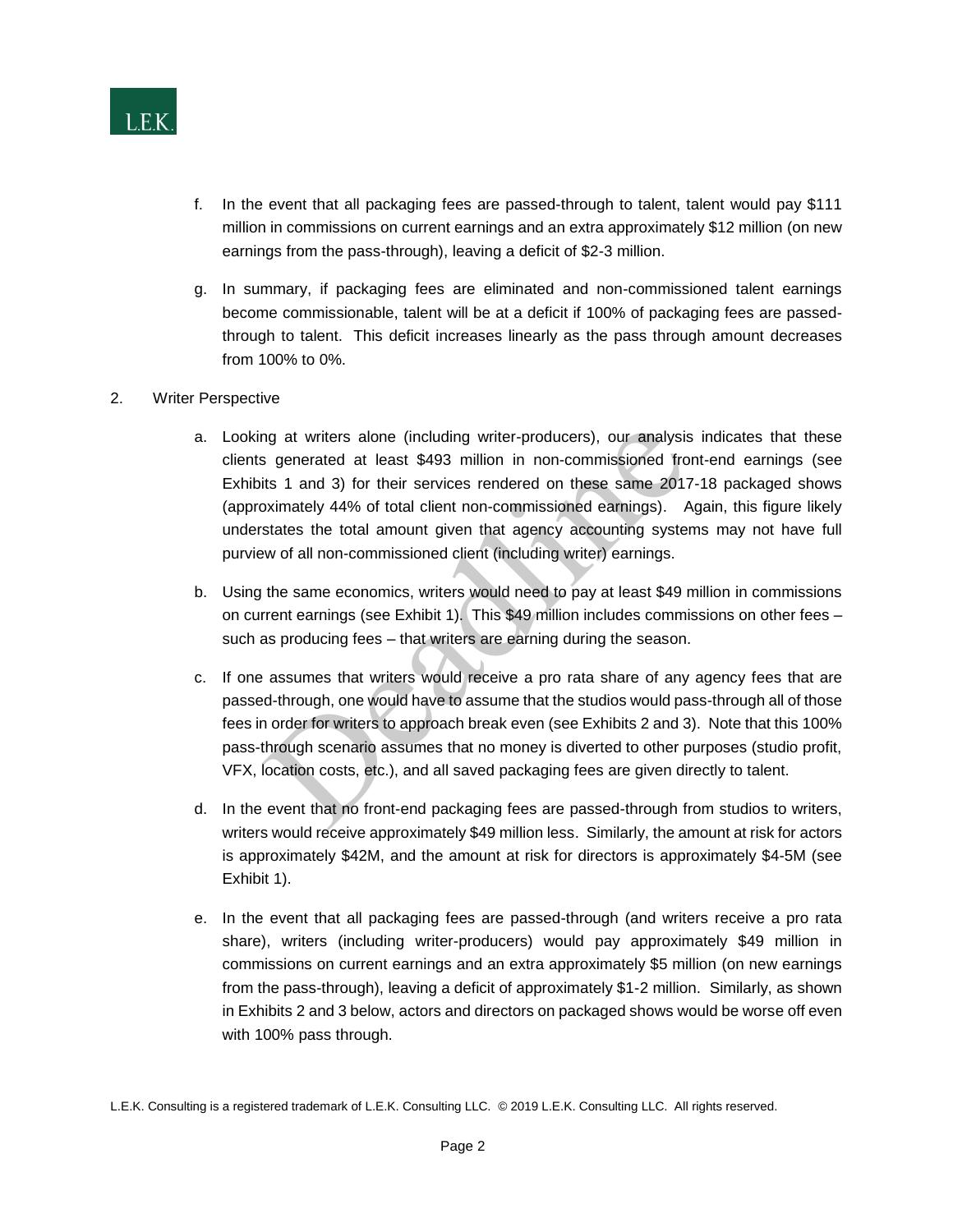f. In the event that all packaging fees are passed-through to talent, talent would pay $111 million in commissions on current earnings and an extra approximately $12 million (on new earnings from the pass-through), leaving a deficit of $2-3 million.

g. In summary, if packaging fees are eliminated and non-commissioned talent earnings become commissionable, talent will be at a deficit if 100% of packaging fees are passed-through to talent. This deficit increases linearly as the pass through amount decreases from 100% to 0%.

2. Writer Perspective

   a. Looking at writers alone (including writer-producers), our analysis indicates that these clients generated at least $493 million in non-commissioned front-end earnings (see Exhibits 1 and 3) for their services rendered on these same 2017-18 packaged shows (approximately 44% of total client non-commissioned earnings). Again, this figure likely understates the total amount given that agency accounting systems may not have full purview of all non-commissioned client (including writer) earnings.

   b. Using the same economics, writers would need to pay at least $49 million in commissions on current earnings (see Exhibit 1). This $49 million includes commissions on other fees – such as producing fees – that writers are earning during the season.

   c. If one assumes that writers would receive a pro rata share of any agency fees that are passed-through, one would have to assume that the studios would pass-through all of those fees in order for writers to approach break even (see Exhibits 2 and 3). Note that this 100% pass-through scenario assumes that no money is diverted to other purposes (studio profit, VFX, location costs, etc.), and all saved packaging fees are given directly to talent.

   d. In the event that no front-end packaging fees are passed-through from studios to writers, writers would receive approximately $49 million less. Similarly, the amount at risk for actors is approximately $42M, and the amount at risk for directors is approximately $4-5M (see Exhibit 1).

   e. In the event that all packaging fees are passed-through (and writers receive a pro rata share), writers (including writer-producers) would pay approximately $49 million in commissions on current earnings and an extra approximately $5 million (on new earnings from the pass-through), leaving a deficit of approximately $1-2 million. Similarly, as shown in Exhibits 2 and 3 below, actors and directors on packaged shows would be worse off even with 100% pass through.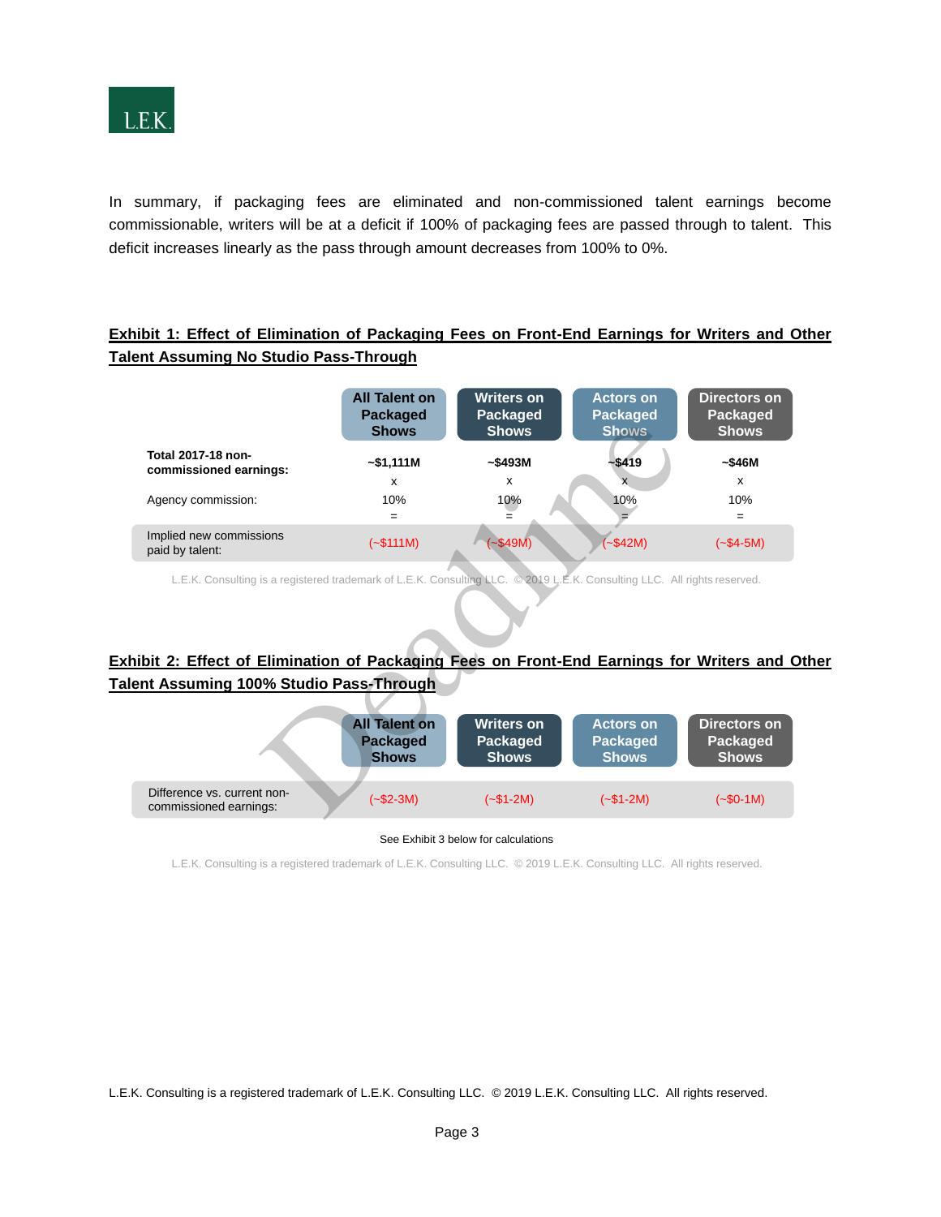In summary, if packaging fees are eliminated and non-commissioned talent earnings become commissionable, writers will be at a deficit if 100% of packaging fees are passed through to talent. This deficit increases linearly as the pass through amount decreases from 100% to 0%.

**Exhibit 1: Effect of Elimination of Packaging Fees on Front-End Earnings for Writers and Other Talent Assuming No Studio Pass-Through**

| | All Talent on Packaged Shows | Writers on Packaged Shows | Actors on Packaged Shows | Directors on Packaged Shows |
|---|---|---|---|---|
| **Total 2017-18 non-commissioned earnings:** | **~$1,111M** | **~$493M** | **~$419** | **~$46M** |
| | x | x | x | x |
| Agency commission: | 10% | 10% | 10% | 10% |
| | = | = | = | = |
| Implied new commissions paid by talent: | (~$111M) | (~$49M) | (~$42M) | (~$4-5M) |

L.E.K. Consulting is a registered trademark of L.E.K. Consulting LLC. © 2019 L.E.K. Consulting LLC. All rights reserved.

**Exhibit 2: Effect of Elimination of Packaging Fees on Front-End Earnings for Writers and Other Talent Assuming 100% Studio Pass-Through**

| | All Talent on Packaged Shows | Writers on Packaged Shows | Actors on Packaged Shows | Directors on Packaged Shows |
|---|---|---|---|---|
| Difference vs. current non-commissioned earnings: | (~$2-3M) | (~$1-2M) | (~$1-2M) | (~$0-1M) |

See Exhibit 3 below for calculations

L.E.K. Consulting is a registered trademark of L.E.K. Consulting LLC. © 2019 L.E.K. Consulting LLC. All rights reserved.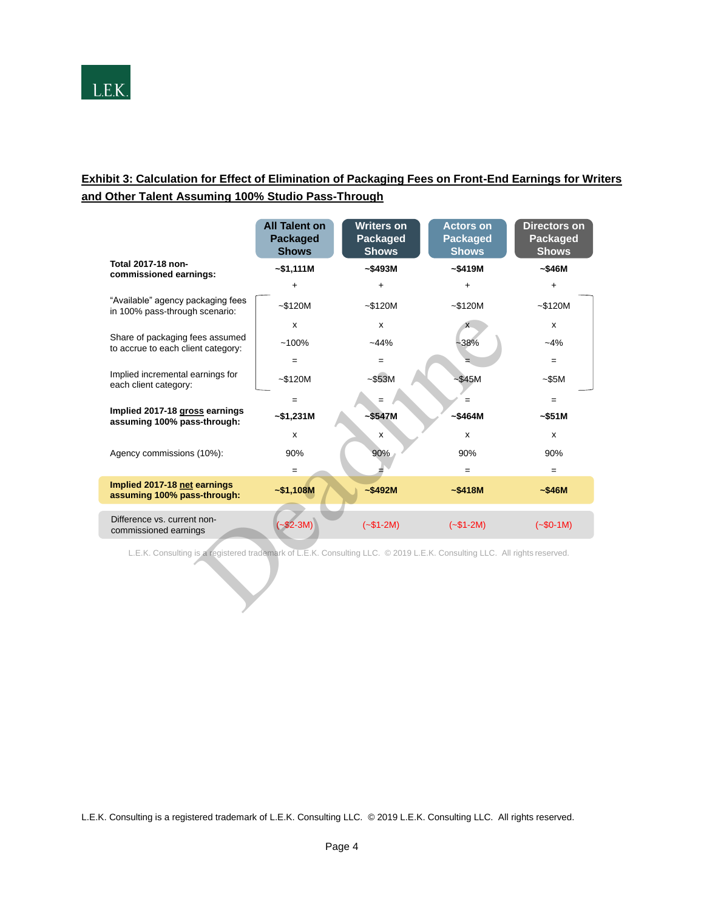**Exhibit 3: Calculation for Effect of Elimination of Packaging Fees on Front-End Earnings for Writers and Other Talent Assuming 100% Studio Pass-Through**

| | All Talent on Packaged Shows | Writers on Packaged Shows | Actors on Packaged Shows | Directors on Packaged Shows |
|---|---|---|---|---|
| **Total 2017-18 non-commissioned earnings:** | **~$1,111M** | **~$493M** | **~$419M** | **~$46M** |
| | + | + | + | + |
| "Available" agency packaging fees in 100% pass-through scenario: | ~$120M | ~$120M | ~$120M | ~$120M |
| | x | x | x | x |
| Share of packaging fees assumed to accrue to each client category: | ~100% | ~44% | ~38% | ~4% |
| | = | = | = | = |
| Implied incremental earnings for each client category: | ~$120M | ~$53M | ~$45M | ~$5M |
| | = | = | = | = |
| **Implied 2017-18 gross earnings assuming 100% pass-through:** | **~$1,231M** | **~$547M** | **~$464M** | **~$51M** |
| | x | x | x | x |
| Agency commissions (10%): | 90% | 90% | 90% | 90% |
| | = | = | = | = |
| **Implied 2017-18 net earnings assuming 100% pass-through:** | **~$1,108M** | **~$492M** | **~$418M** | **~$46M** |
| Difference vs. current non-commissioned earnings | (~$2-3M) | (~$1-2M) | (~$1-2M) | (~$0-1M) |

L.E.K. Consulting is a registered trademark of L.E.K. Consulting LLC. © 2019 L.E.K. Consulting LLC. All rights reserved.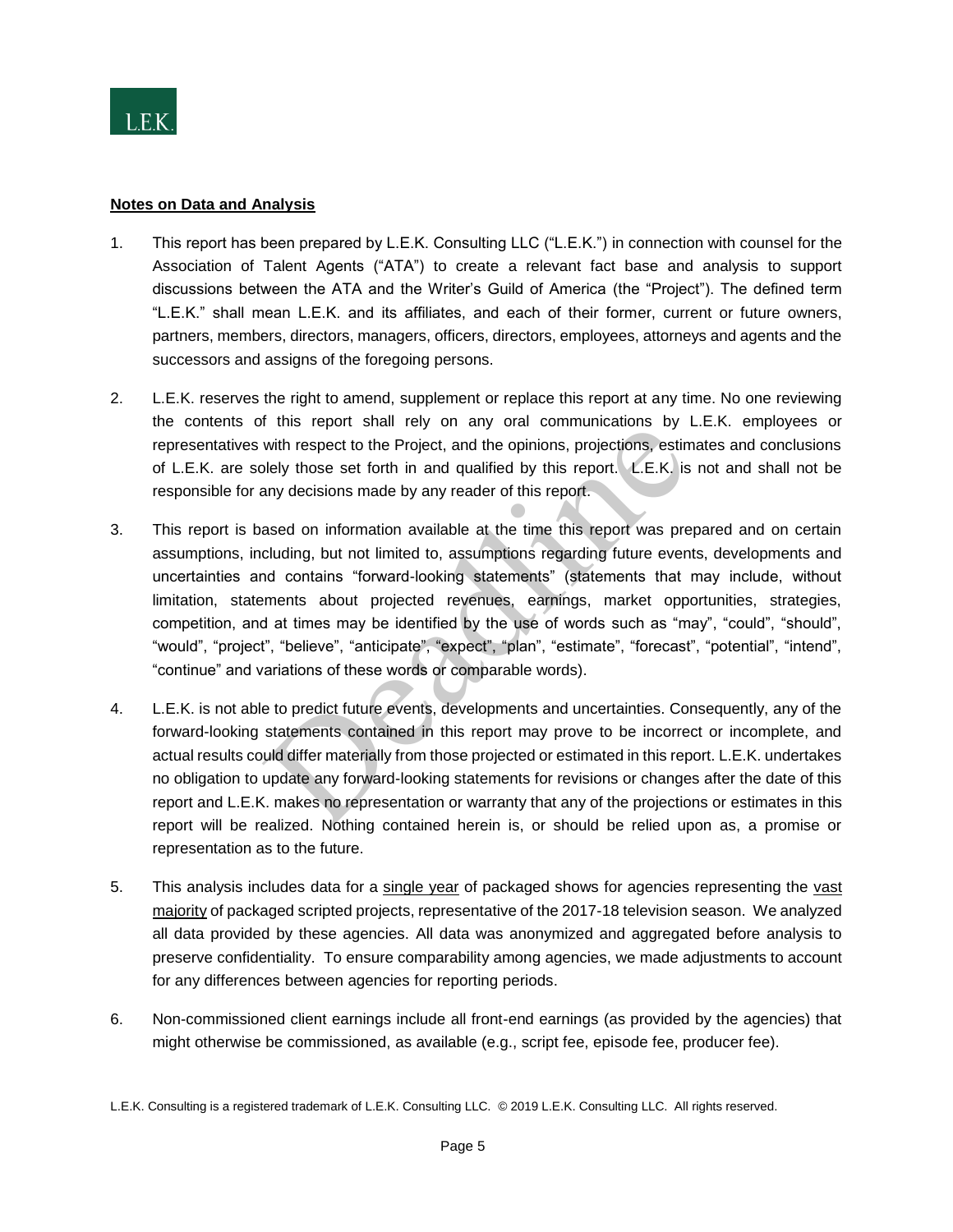**Notes on Data and Analysis**

1. This report has been prepared by L.E.K. Consulting LLC ("L.E.K.") in connection with counsel for the Association of Talent Agents ("ATA") to create a relevant fact base and analysis to support discussions between the ATA and the Writer's Guild of America (the "Project"). The defined term "L.E.K." shall mean L.E.K. and its affiliates, and each of their former, current or future owners, partners, members, directors, managers, officers, directors, employees, attorneys and agents and the successors and assigns of the foregoing persons.

2. L.E.K. reserves the right to amend, supplement or replace this report at any time. No one reviewing the contents of this report shall rely on any oral communications by L.E.K. employees or representatives with respect to the Project, and the opinions, projections, estimates and conclusions of L.E.K. are solely those set forth in and qualified by this report. L.E.K. is not and shall not be responsible for any decisions made by any reader of this report.

3. This report is based on information available at the time this report was prepared and on certain assumptions, including, but not limited to, assumptions regarding future events, developments and uncertainties and contains "forward-looking statements" (statements that may include, without limitation, statements about projected revenues, earnings, market opportunities, strategies, competition, and at times may be identified by the use of words such as "may", "could", "should", "would", "project", "believe", "anticipate", "expect", "plan", "estimate", "forecast", "potential", "intend", "continue" and variations of these words or comparable words).

4. L.E.K. is not able to predict future events, developments and uncertainties. Consequently, any of the forward-looking statements contained in this report may prove to be incorrect or incomplete, and actual results could differ materially from those projected or estimated in this report. L.E.K. undertakes no obligation to update any forward-looking statements for revisions or changes after the date of this report and L.E.K. makes no representation or warranty that any of the projections or estimates in this report will be realized. Nothing contained herein is, or should be relied upon as, a promise or representation as to the future.

5. This analysis includes data for a <u>single year</u> of packaged shows for agencies representing the <u>vast majority</u> of packaged scripted projects, representative of the 2017-18 television season. We analyzed all data provided by these agencies. All data was anonymized and aggregated before analysis to preserve confidentiality. To ensure comparability among agencies, we made adjustments to account for any differences between agencies for reporting periods.

6. Non-commissioned client earnings include all front-end earnings (as provided by the agencies) that might otherwise be commissioned, as available (e.g., script fee, episode fee, producer fee).

L.E.K. Consulting is a registered trademark of L.E.K. Consulting LLC. © 2019 L.E.K. Consulting LLC. All rights reserved.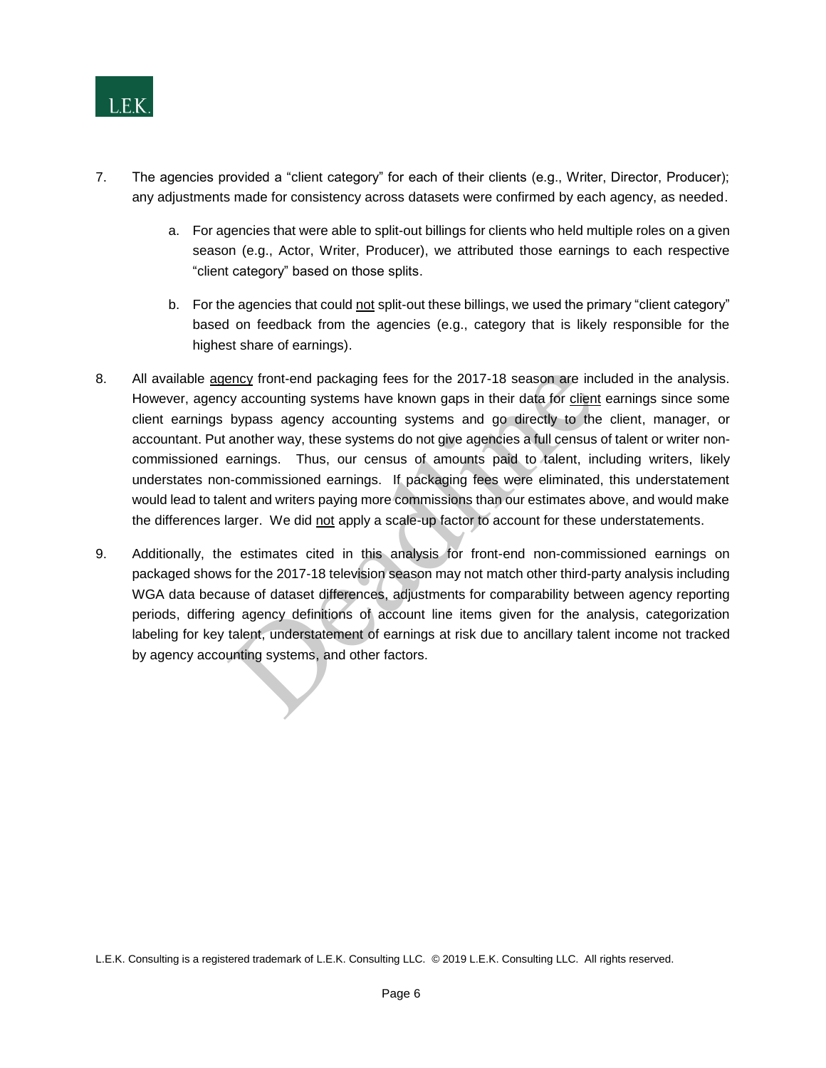7. The agencies provided a "client category" for each of their clients (e.g., Writer, Director, Producer); any adjustments made for consistency across datasets were confirmed by each agency, as needed.

   a. For agencies that were able to split-out billings for clients who held multiple roles on a given season (e.g., Actor, Writer, Producer), we attributed those earnings to each respective "client category" based on those splits.

   b. For the agencies that could <u>not</u> split-out these billings, we used the primary "client category" based on feedback from the agencies (e.g., category that is likely responsible for the highest share of earnings).

8. All available <u>agency</u> front-end packaging fees for the 2017-18 season are included in the analysis. However, agency accounting systems have known gaps in their data for <u>client</u> earnings since some client earnings bypass agency accounting systems and go directly to the client, manager, or accountant. Put another way, these systems do not give agencies a full census of talent or writer non-commissioned earnings. Thus, our census of amounts paid to talent, including writers, likely understates non-commissioned earnings. If packaging fees were eliminated, this understatement would lead to talent and writers paying more commissions than our estimates above, and would make the differences larger. We did <u>not</u> apply a scale-up factor to account for these understatements.

9. Additionally, the estimates cited in this analysis for front-end non-commissioned earnings on packaged shows for the 2017-18 television season may not match other third-party analysis including WGA data because of dataset differences, adjustments for comparability between agency reporting periods, differing agency definitions of account line items given for the analysis, categorization labeling for key talent, understatement of earnings at risk due to ancillary talent income not tracked by agency accounting systems, and other factors.

L.E.K. Consulting is a registered trademark of L.E.K. Consulting LLC. © 2019 L.E.K. Consulting LLC. All rights reserved.